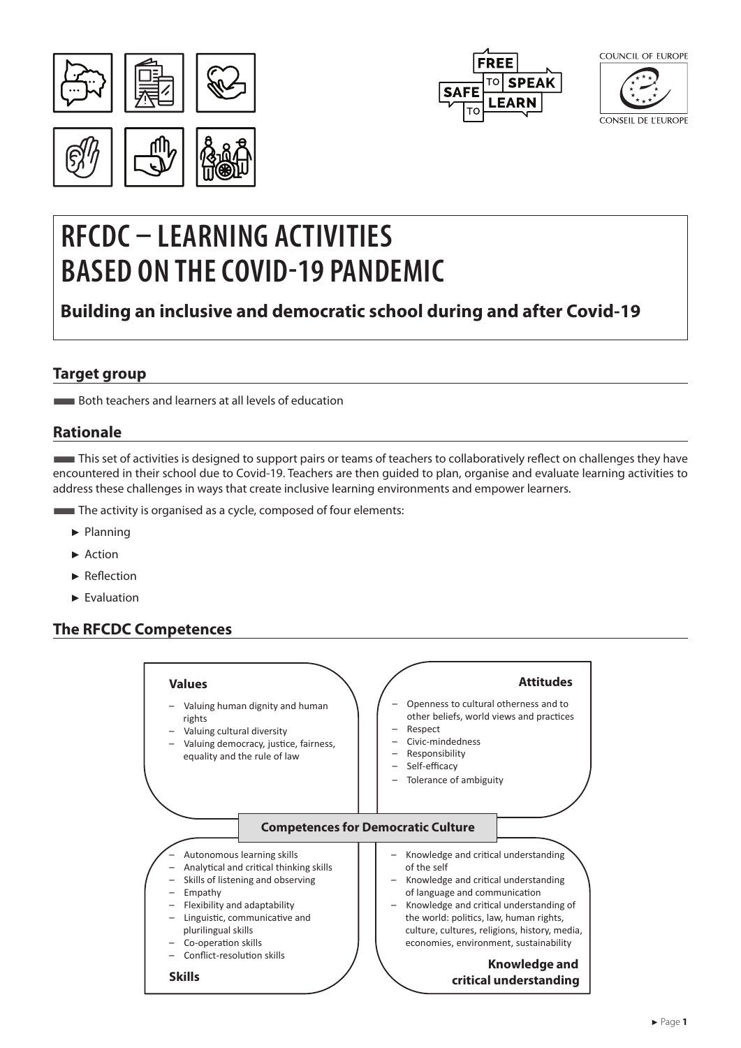# RFCDC – LEARNING ACTIVITIES BASED ON THE COVID-19 PANDEMIC

**Building an inclusive and democratic school during and after Covid-19**

## Target group

Both teachers and learners at all levels of education

## Rationale

This set of activities is designed to support pairs or teams of teachers to collaboratively reflect on challenges they have encountered in their school due to Covid-19. Teachers are then guided to plan, organise and evaluate learning activities to address these challenges in ways that create inclusive learning environments and empower learners.

The activity is organised as a cycle, composed of four elements:

- Planning
- Action
- Reflection
- Evaluation

## The RFCDC Competences

**Competences for Democratic Culture**

**Values**

- Valuing human dignity and human rights
- Valuing cultural diversity
- Valuing democracy, justice, fairness, equality and the rule of law

**Attitudes**

- Openness to cultural otherness and to other beliefs, world views and practices
- Respect
- Civic-mindedness
- Responsibility
- Self-efficacy
- Tolerance of ambiguity

**Skills**

- Autonomous learning skills
- Analytical and critical thinking skills
- Skills of listening and observing
- Empathy
- Flexibility and adaptability
- Linguistic, communicative and plurilingual skills
- Co-operation skills
- Conflict-resolution skills

**Knowledge and critical understanding**

- Knowledge and critical understanding of the self
- Knowledge and critical understanding of language and communication
- Knowledge and critical understanding of the world: politics, law, human rights, culture, cultures, religions, history, media, economies, environment, sustainability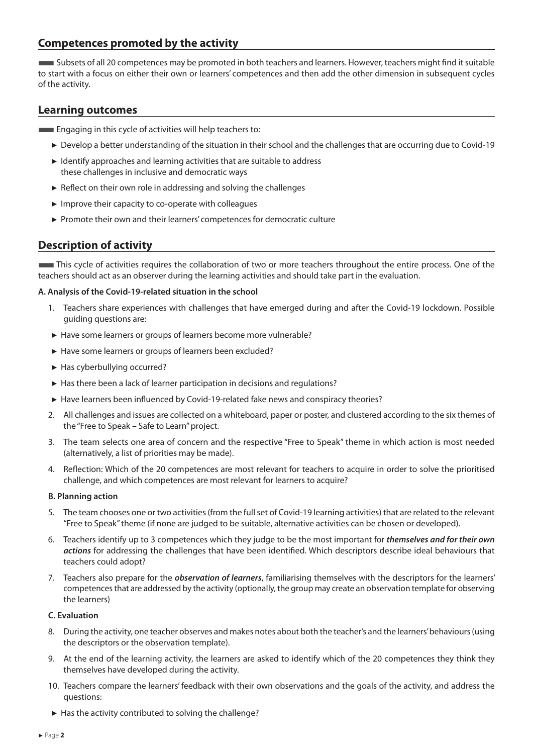## Competences promoted by the activity

Subsets of all 20 competences may be promoted in both teachers and learners. However, teachers might find it suitable to start with a focus on either their own or learners' competences and then add the other dimension in subsequent cycles of the activity.

## Learning outcomes

Engaging in this cycle of activities will help teachers to:

- Develop a better understanding of the situation in their school and the challenges that are occurring due to Covid-19
- Identify approaches and learning activities that are suitable to address these challenges in inclusive and democratic ways
- Reflect on their own role in addressing and solving the challenges
- Improve their capacity to co-operate with colleagues
- Promote their own and their learners' competences for democratic culture

## Description of activity

This cycle of activities requires the collaboration of two or more teachers throughout the entire process. One of the teachers should act as an observer during the learning activities and should take part in the evaluation.

**A. Analysis of the Covid-19-related situation in the school**

1. Teachers share experiences with challenges that have emerged during and after the Covid-19 lockdown. Possible guiding questions are:
   - Have some learners or groups of learners become more vulnerable?
   - Have some learners or groups of learners been excluded?
   - Has cyberbullying occurred?
   - Has there been a lack of learner participation in decisions and regulations?
   - Have learners been influenced by Covid-19-related fake news and conspiracy theories?
2. All challenges and issues are collected on a whiteboard, paper or poster, and clustered according to the six themes of the "Free to Speak – Safe to Learn" project.
3. The team selects one area of concern and the respective "Free to Speak" theme in which action is most needed (alternatively, a list of priorities may be made).
4. Reflection: Which of the 20 competences are most relevant for teachers to acquire in order to solve the prioritised challenge, and which competences are most relevant for learners to acquire?

**B. Planning action**

5. The team chooses one or two activities (from the full set of Covid-19 learning activities) that are related to the relevant "Free to Speak" theme (if none are judged to be suitable, alternative activities can be chosen or developed).
6. Teachers identify up to 3 competences which they judge to be the most important for ***themselves and for their own actions*** for addressing the challenges that have been identified. Which descriptors describe ideal behaviours that teachers could adopt?
7. Teachers also prepare for the ***observation of learners***, familiarising themselves with the descriptors for the learners' competences that are addressed by the activity (optionally, the group may create an observation template for observing the learners)

**C. Evaluation**

8. During the activity, one teacher observes and makes notes about both the teacher's and the learners' behaviours (using the descriptors or the observation template).
9. At the end of the learning activity, the learners are asked to identify which of the 20 competences they think they themselves have developed during the activity.
10. Teachers compare the learners' feedback with their own observations and the goals of the activity, and address the questions:
    - Has the activity contributed to solving the challenge?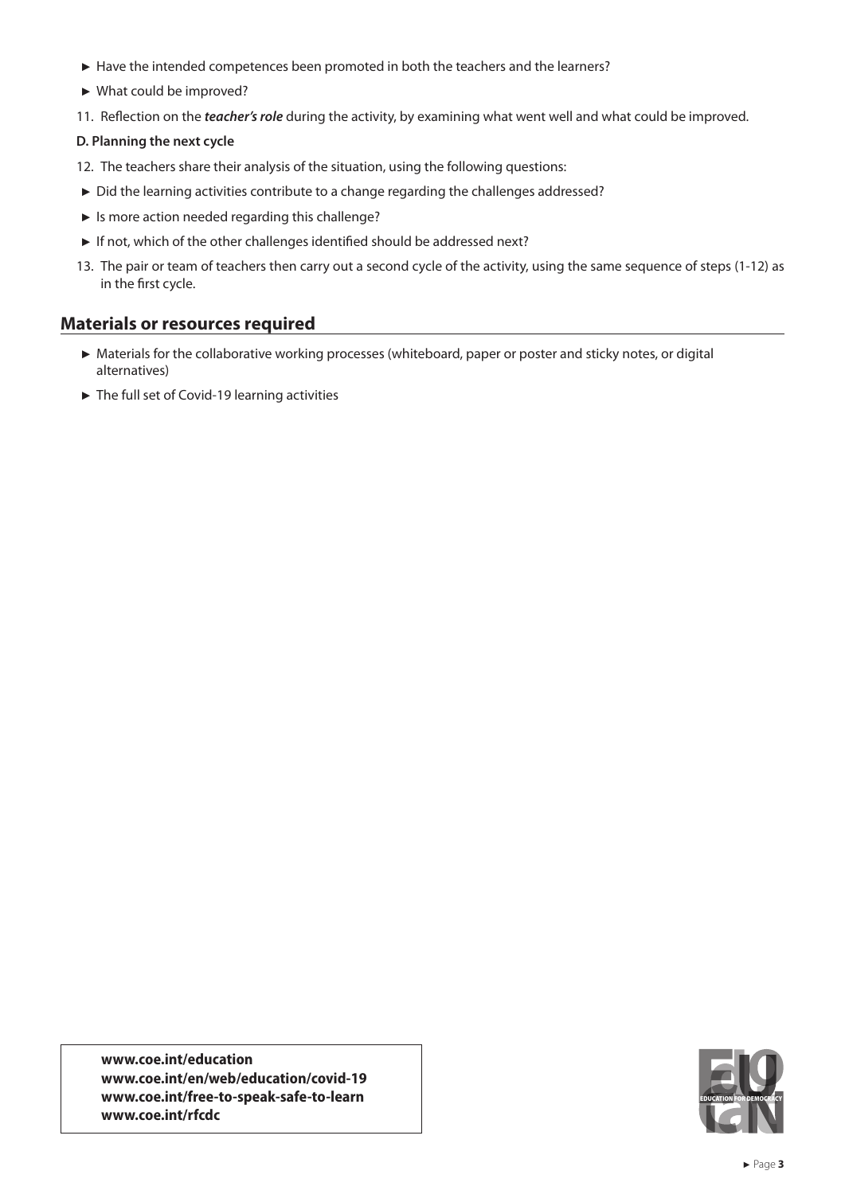- Have the intended competences been promoted in both the teachers and the learners?
- What could be improved?

11. Reflection on the ***teacher's role*** during the activity, by examining what went well and what could be improved.

**D. Planning the next cycle**

12. The teachers share their analysis of the situation, using the following questions:

- Did the learning activities contribute to a change regarding the challenges addressed?
- Is more action needed regarding this challenge?
- If not, which of the other challenges identified should be addressed next?

13. The pair or team of teachers then carry out a second cycle of the activity, using the same sequence of steps (1-12) as in the first cycle.

## Materials or resources required

- Materials for the collaborative working processes (whiteboard, paper or poster and sticky notes, or digital alternatives)
- The full set of Covid-19 learning activities

**www.coe.int/education**
**www.coe.int/en/web/education/covid-19**
**www.coe.int/free-to-speak-safe-to-learn**
**www.coe.int/rfcdc**

EDUCATION FOR DEMOCRACY